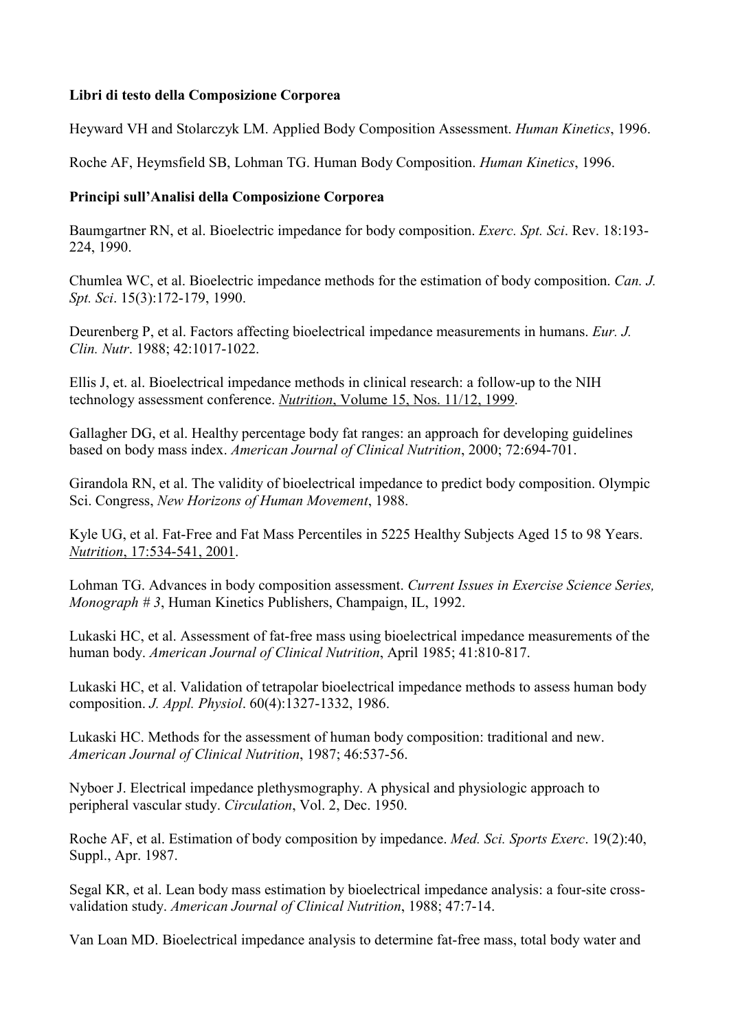**Libri di testo della Composizione Corporea**

Heyward VH and Stolarczyk LM. Applied Body Composition Assessment. *Human Kinetics*, 1996.

Roche AF, Heymsfield SB, Lohman TG. Human Body Composition. *Human Kinetics*, 1996.

**Principi sull'Analisi della Composizione Corporea**

Baumgartner RN, et al. Bioelectric impedance for body composition. *Exerc. Spt. Sci*. Rev. 18:193-224, 1990.

Chumlea WC, et al. Bioelectric impedance methods for the estimation of body composition. *Can. J. Spt. Sci*. 15(3):172-179, 1990.

Deurenberg P, et al. Factors affecting bioelectrical impedance measurements in humans. *Eur. J. Clin. Nutr*. 1988; 42:1017-1022.

Ellis J, et. al. Bioelectrical impedance methods in clinical research: a follow-up to the NIH technology assessment conference. *Nutrition*, Volume 15, Nos. 11/12, 1999.

Gallagher DG, et al. Healthy percentage body fat ranges: an approach for developing guidelines based on body mass index. *American Journal of Clinical Nutrition*, 2000; 72:694-701.

Girandola RN, et al. The validity of bioelectrical impedance to predict body composition. Olympic Sci. Congress, *New Horizons of Human Movement*, 1988.

Kyle UG, et al. Fat-Free and Fat Mass Percentiles in 5225 Healthy Subjects Aged 15 to 98 Years. *Nutrition*, 17:534-541, 2001.

Lohman TG. Advances in body composition assessment. *Current Issues in Exercise Science Series, Monograph # 3*, Human Kinetics Publishers, Champaign, IL, 1992.

Lukaski HC, et al. Assessment of fat-free mass using bioelectrical impedance measurements of the human body. *American Journal of Clinical Nutrition*, April 1985; 41:810-817.

Lukaski HC, et al. Validation of tetrapolar bioelectrical impedance methods to assess human body composition. *J. Appl. Physiol*. 60(4):1327-1332, 1986.

Lukaski HC. Methods for the assessment of human body composition: traditional and new. *American Journal of Clinical Nutrition*, 1987; 46:537-56.

Nyboer J. Electrical impedance plethysmography. A physical and physiologic approach to peripheral vascular study. *Circulation*, Vol. 2, Dec. 1950.

Roche AF, et al. Estimation of body composition by impedance. *Med. Sci. Sports Exerc*. 19(2):40, Suppl., Apr. 1987.

Segal KR, et al. Lean body mass estimation by bioelectrical impedance analysis: a four-site cross-validation study. *American Journal of Clinical Nutrition*, 1988; 47:7-14.

Van Loan MD. Bioelectrical impedance analysis to determine fat-free mass, total body water and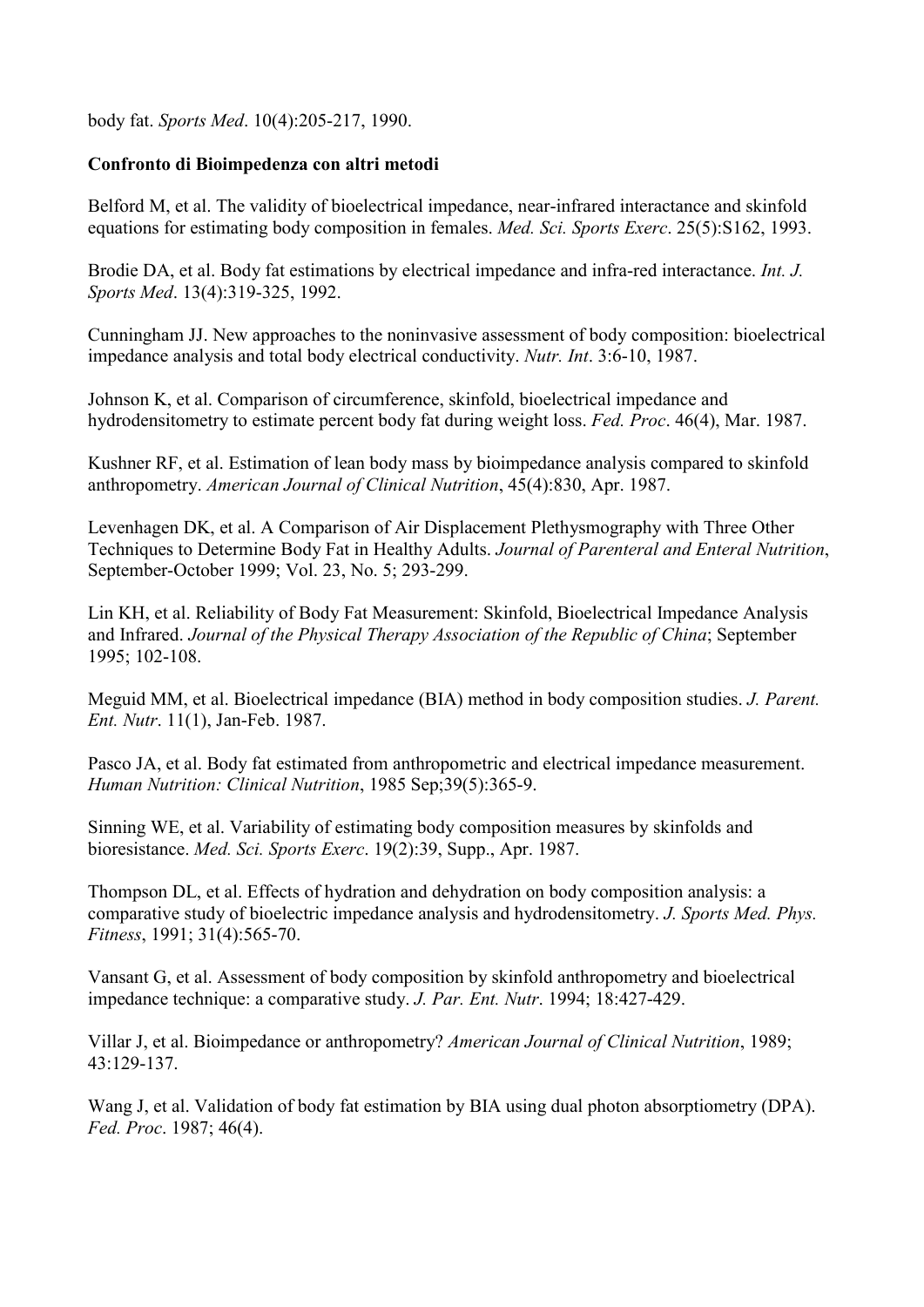body fat. *Sports Med*. 10(4):205-217, 1990.

**Confronto di Bioimpedenza con altri metodi**

Belford M, et al. The validity of bioelectrical impedance, near-infrared interactance and skinfold equations for estimating body composition in females. *Med. Sci. Sports Exerc*. 25(5):S162, 1993.

Brodie DA, et al. Body fat estimations by electrical impedance and infra-red interactance. *Int. J. Sports Med*. 13(4):319-325, 1992.

Cunningham JJ. New approaches to the noninvasive assessment of body composition: bioelectrical impedance analysis and total body electrical conductivity. *Nutr. Int*. 3:6-10, 1987.

Johnson K, et al. Comparison of circumference, skinfold, bioelectrical impedance and hydrodensitometry to estimate percent body fat during weight loss. *Fed. Proc*. 46(4), Mar. 1987.

Kushner RF, et al. Estimation of lean body mass by bioimpedance analysis compared to skinfold anthropometry. *American Journal of Clinical Nutrition*, 45(4):830, Apr. 1987.

Levenhagen DK, et al. A Comparison of Air Displacement Plethysmography with Three Other Techniques to Determine Body Fat in Healthy Adults. *Journal of Parenteral and Enteral Nutrition*, September-October 1999; Vol. 23, No. 5; 293-299.

Lin KH, et al. Reliability of Body Fat Measurement: Skinfold, Bioelectrical Impedance Analysis and Infrared. *Journal of the Physical Therapy Association of the Republic of China*; September 1995; 102-108.

Meguid MM, et al. Bioelectrical impedance (BIA) method in body composition studies. *J. Parent. Ent. Nutr*. 11(1), Jan-Feb. 1987.

Pasco JA, et al. Body fat estimated from anthropometric and electrical impedance measurement. *Human Nutrition: Clinical Nutrition*, 1985 Sep;39(5):365-9.

Sinning WE, et al. Variability of estimating body composition measures by skinfolds and bioresistance. *Med. Sci. Sports Exerc*. 19(2):39, Supp., Apr. 1987.

Thompson DL, et al. Effects of hydration and dehydration on body composition analysis: a comparative study of bioelectric impedance analysis and hydrodensitometry. *J. Sports Med. Phys. Fitness*, 1991; 31(4):565-70.

Vansant G, et al. Assessment of body composition by skinfold anthropometry and bioelectrical impedance technique: a comparative study. *J. Par. Ent. Nutr*. 1994; 18:427-429.

Villar J, et al. Bioimpedance or anthropometry? *American Journal of Clinical Nutrition*, 1989; 43:129-137.

Wang J, et al. Validation of body fat estimation by BIA using dual photon absorptiometry (DPA). *Fed. Proc*. 1987; 46(4).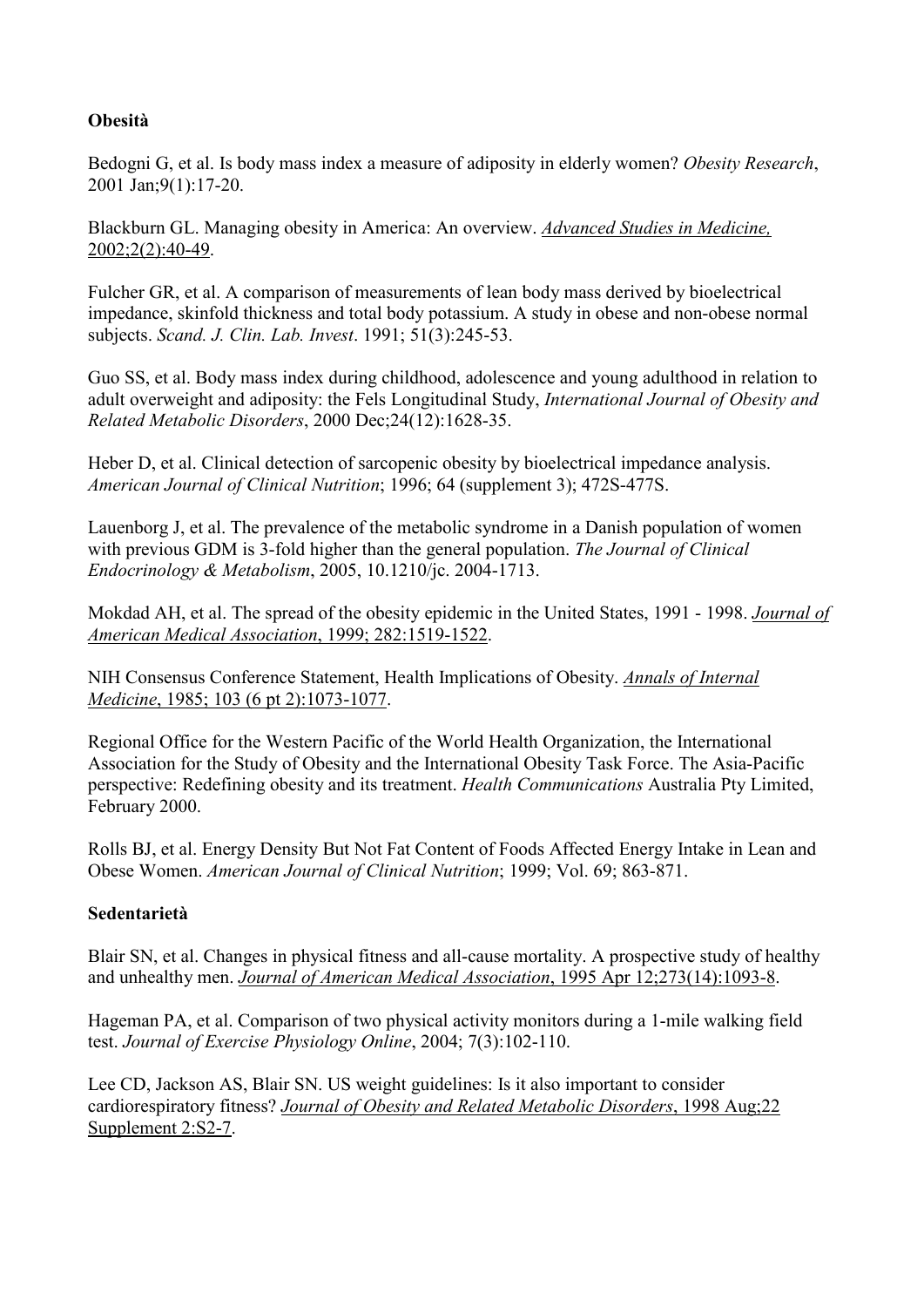**Obesità**

Bedogni G, et al. Is body mass index a measure of adiposity in elderly women? *Obesity Research*, 2001 Jan;9(1):17-20.

Blackburn GL. Managing obesity in America: An overview. *Advanced Studies in Medicine,* 2002;2(2):40-49.

Fulcher GR, et al. A comparison of measurements of lean body mass derived by bioelectrical impedance, skinfold thickness and total body potassium. A study in obese and non-obese normal subjects. *Scand. J. Clin. Lab. Invest*. 1991; 51(3):245-53.

Guo SS, et al. Body mass index during childhood, adolescence and young adulthood in relation to adult overweight and adiposity: the Fels Longitudinal Study, *International Journal of Obesity and Related Metabolic Disorders*, 2000 Dec;24(12):1628-35.

Heber D, et al. Clinical detection of sarcopenic obesity by bioelectrical impedance analysis. *American Journal of Clinical Nutrition*; 1996; 64 (supplement 3); 472S-477S.

Lauenborg J, et al. The prevalence of the metabolic syndrome in a Danish population of women with previous GDM is 3-fold higher than the general population. *The Journal of Clinical Endocrinology & Metabolism*, 2005, 10.1210/jc. 2004-1713.

Mokdad AH, et al. The spread of the obesity epidemic in the United States, 1991 - 1998. *Journal of American Medical Association*, 1999; 282:1519-1522.

NIH Consensus Conference Statement, Health Implications of Obesity. *Annals of Internal Medicine*, 1985; 103 (6 pt 2):1073-1077.

Regional Office for the Western Pacific of the World Health Organization, the International Association for the Study of Obesity and the International Obesity Task Force. The Asia-Pacific perspective: Redefining obesity and its treatment. *Health Communications* Australia Pty Limited, February 2000.

Rolls BJ, et al. Energy Density But Not Fat Content of Foods Affected Energy Intake in Lean and Obese Women. *American Journal of Clinical Nutrition*; 1999; Vol. 69; 863-871.

**Sedentarietà**

Blair SN, et al. Changes in physical fitness and all-cause mortality. A prospective study of healthy and unhealthy men. *Journal of American Medical Association*, 1995 Apr 12;273(14):1093-8.

Hageman PA, et al. Comparison of two physical activity monitors during a 1-mile walking field test. *Journal of Exercise Physiology Online*, 2004; 7(3):102-110.

Lee CD, Jackson AS, Blair SN. US weight guidelines: Is it also important to consider cardiorespiratory fitness? *Journal of Obesity and Related Metabolic Disorders*, 1998 Aug;22 Supplement 2:S2-7.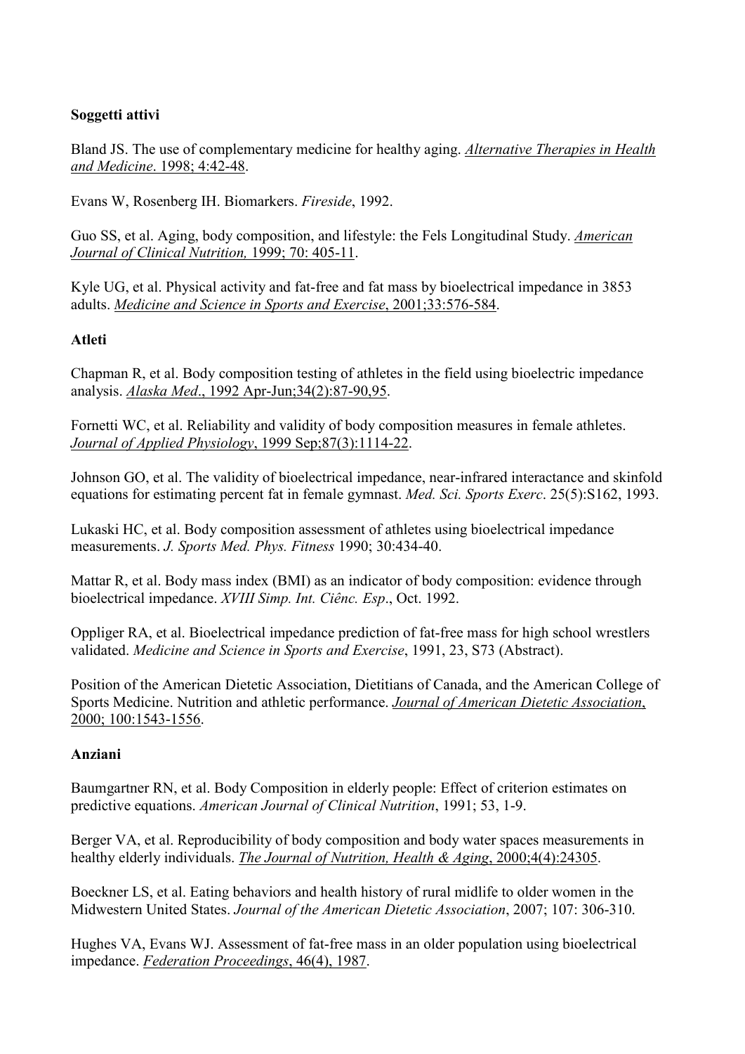**Soggetti attivi**

Bland JS. The use of complementary medicine for healthy aging. *Alternative Therapies in Health and Medicine*. 1998; 4:42-48.

Evans W, Rosenberg IH. Biomarkers. *Fireside*, 1992.

Guo SS, et al. Aging, body composition, and lifestyle: the Fels Longitudinal Study. *American Journal of Clinical Nutrition,* 1999; 70: 405-11.

Kyle UG, et al. Physical activity and fat-free and fat mass by bioelectrical impedance in 3853 adults. *Medicine and Science in Sports and Exercise*, 2001;33:576-584.

**Atleti**

Chapman R, et al. Body composition testing of athletes in the field using bioelectric impedance analysis. *Alaska Med*., 1992 Apr-Jun;34(2):87-90,95.

Fornetti WC, et al. Reliability and validity of body composition measures in female athletes. *Journal of Applied Physiology*, 1999 Sep;87(3):1114-22.

Johnson GO, et al. The validity of bioelectrical impedance, near-infrared interactance and skinfold equations for estimating percent fat in female gymnast. *Med. Sci. Sports Exerc*. 25(5):S162, 1993.

Lukaski HC, et al. Body composition assessment of athletes using bioelectrical impedance measurements. *J. Sports Med. Phys. Fitness* 1990; 30:434-40.

Mattar R, et al. Body mass index (BMI) as an indicator of body composition: evidence through bioelectrical impedance. *XVIII Simp. Int. Ciênc. Esp*., Oct. 1992.

Oppliger RA, et al. Bioelectrical impedance prediction of fat-free mass for high school wrestlers validated. *Medicine and Science in Sports and Exercise*, 1991, 23, S73 (Abstract).

Position of the American Dietetic Association, Dietitians of Canada, and the American College of Sports Medicine. Nutrition and athletic performance. *Journal of American Dietetic Association*, 2000; 100:1543-1556.

**Anziani**

Baumgartner RN, et al. Body Composition in elderly people: Effect of criterion estimates on predictive equations. *American Journal of Clinical Nutrition*, 1991; 53, 1-9.

Berger VA, et al. Reproducibility of body composition and body water spaces measurements in healthy elderly individuals. *The Journal of Nutrition, Health & Aging*, 2000;4(4):24305.

Boeckner LS, et al. Eating behaviors and health history of rural midlife to older women in the Midwestern United States. *Journal of the American Dietetic Association*, 2007; 107: 306-310.

Hughes VA, Evans WJ. Assessment of fat-free mass in an older population using bioelectrical impedance. *Federation Proceedings*, 46(4), 1987.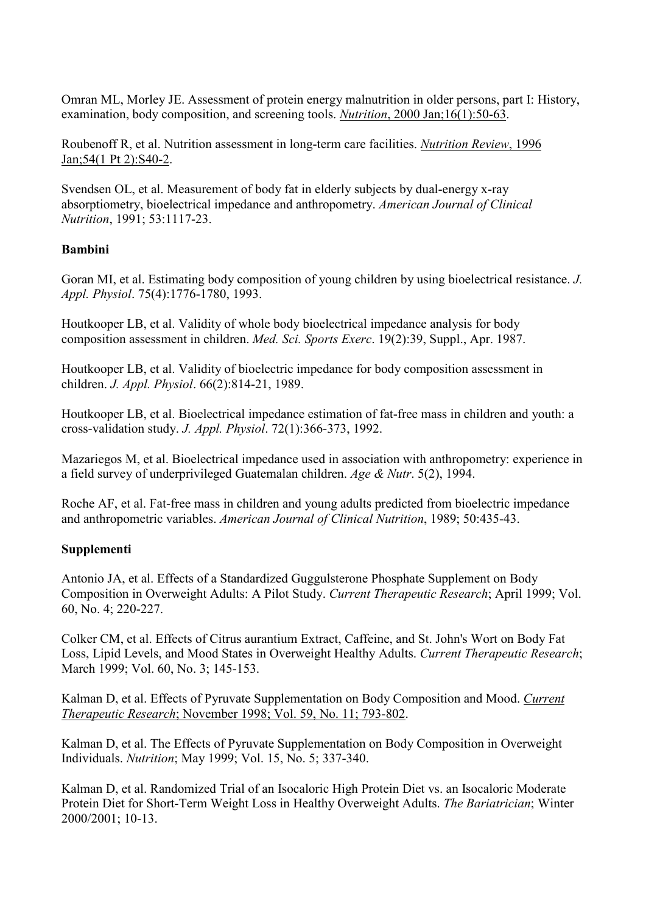Omran ML, Morley JE. Assessment of protein energy malnutrition in older persons, part I: History, examination, body composition, and screening tools. *Nutrition*, 2000 Jan;16(1):50-63.

Roubenoff R, et al. Nutrition assessment in long-term care facilities. *Nutrition Review*, 1996 Jan;54(1 Pt 2):S40-2.

Svendsen OL, et al. Measurement of body fat in elderly subjects by dual-energy x-ray absorptiometry, bioelectrical impedance and anthropometry. *American Journal of Clinical Nutrition*, 1991; 53:1117-23.

**Bambini**

Goran MI, et al. Estimating body composition of young children by using bioelectrical resistance. *J. Appl. Physiol*. 75(4):1776-1780, 1993.

Houtkooper LB, et al. Validity of whole body bioelectrical impedance analysis for body composition assessment in children. *Med. Sci. Sports Exerc*. 19(2):39, Suppl., Apr. 1987.

Houtkooper LB, et al. Validity of bioelectric impedance for body composition assessment in children. *J. Appl. Physiol*. 66(2):814-21, 1989.

Houtkooper LB, et al. Bioelectrical impedance estimation of fat-free mass in children and youth: a cross-validation study. *J. Appl. Physiol*. 72(1):366-373, 1992.

Mazariegos M, et al. Bioelectrical impedance used in association with anthropometry: experience in a field survey of underprivileged Guatemalan children. *Age & Nutr*. 5(2), 1994.

Roche AF, et al. Fat-free mass in children and young adults predicted from bioelectric impedance and anthropometric variables. *American Journal of Clinical Nutrition*, 1989; 50:435-43.

**Supplementi**

Antonio JA, et al. Effects of a Standardized Guggulsterone Phosphate Supplement on Body Composition in Overweight Adults: A Pilot Study. *Current Therapeutic Research*; April 1999; Vol. 60, No. 4; 220-227.

Colker CM, et al. Effects of Citrus aurantium Extract, Caffeine, and St. John's Wort on Body Fat Loss, Lipid Levels, and Mood States in Overweight Healthy Adults. *Current Therapeutic Research*; March 1999; Vol. 60, No. 3; 145-153.

Kalman D, et al. Effects of Pyruvate Supplementation on Body Composition and Mood. *Current Therapeutic Research*; November 1998; Vol. 59, No. 11; 793-802.

Kalman D, et al. The Effects of Pyruvate Supplementation on Body Composition in Overweight Individuals. *Nutrition*; May 1999; Vol. 15, No. 5; 337-340.

Kalman D, et al. Randomized Trial of an Isocaloric High Protein Diet vs. an Isocaloric Moderate Protein Diet for Short-Term Weight Loss in Healthy Overweight Adults. *The Bariatrician*; Winter 2000/2001; 10-13.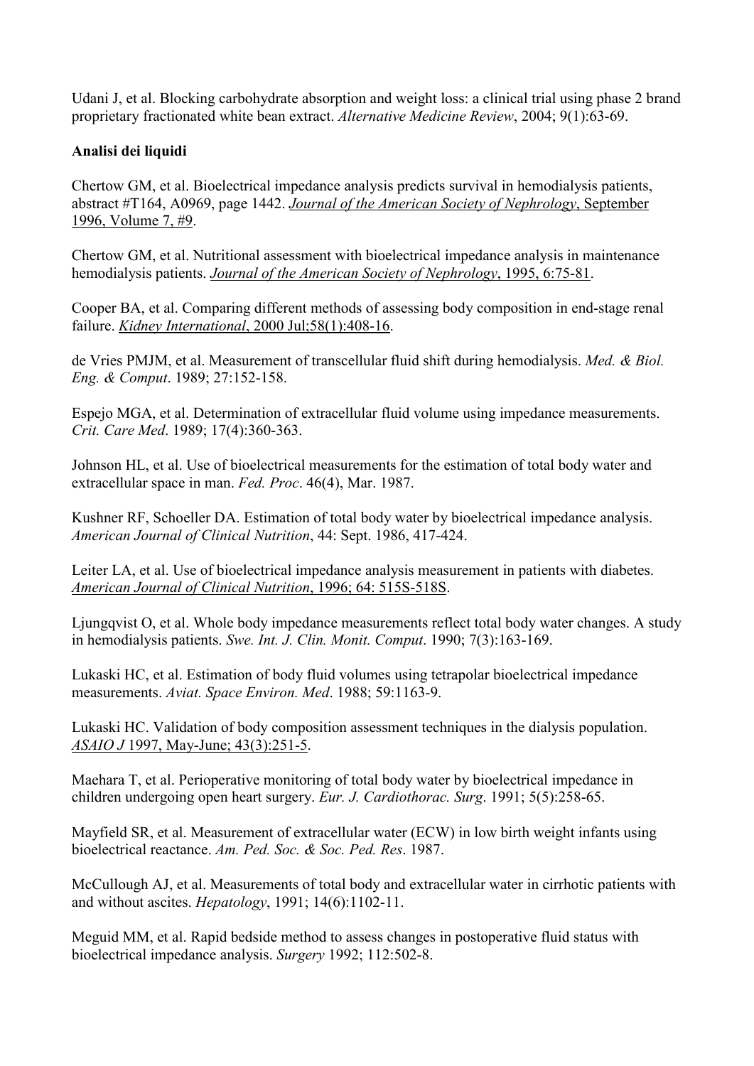Udani J, et al. Blocking carbohydrate absorption and weight loss: a clinical trial using phase 2 brand proprietary fractionated white bean extract. *Alternative Medicine Review*, 2004; 9(1):63-69.

**Analisi dei liquidi**

Chertow GM, et al. Bioelectrical impedance analysis predicts survival in hemodialysis patients, abstract #T164, A0969, page 1442. *Journal of the American Society of Nephrology*, September 1996, Volume 7, #9.

Chertow GM, et al. Nutritional assessment with bioelectrical impedance analysis in maintenance hemodialysis patients. *Journal of the American Society of Nephrology*, 1995, 6:75-81.

Cooper BA, et al. Comparing different methods of assessing body composition in end-stage renal failure. *Kidney International*, 2000 Jul;58(1):408-16.

de Vries PMJM, et al. Measurement of transcellular fluid shift during hemodialysis. *Med. & Biol. Eng. & Comput*. 1989; 27:152-158.

Espejo MGA, et al. Determination of extracellular fluid volume using impedance measurements. *Crit. Care Med*. 1989; 17(4):360-363.

Johnson HL, et al. Use of bioelectrical measurements for the estimation of total body water and extracellular space in man. *Fed. Proc*. 46(4), Mar. 1987.

Kushner RF, Schoeller DA. Estimation of total body water by bioelectrical impedance analysis. *American Journal of Clinical Nutrition*, 44: Sept. 1986, 417-424.

Leiter LA, et al. Use of bioelectrical impedance analysis measurement in patients with diabetes. *American Journal of Clinical Nutrition*, 1996; 64: 515S-518S.

Ljungqvist O, et al. Whole body impedance measurements reflect total body water changes. A study in hemodialysis patients. *Swe. Int. J. Clin. Monit. Comput*. 1990; 7(3):163-169.

Lukaski HC, et al. Estimation of body fluid volumes using tetrapolar bioelectrical impedance measurements. *Aviat. Space Environ. Med*. 1988; 59:1163-9.

Lukaski HC. Validation of body composition assessment techniques in the dialysis population. *ASAIO J* 1997, May-June; 43(3):251-5.

Maehara T, et al. Perioperative monitoring of total body water by bioelectrical impedance in children undergoing open heart surgery. *Eur. J. Cardiothorac. Surg*. 1991; 5(5):258-65.

Mayfield SR, et al. Measurement of extracellular water (ECW) in low birth weight infants using bioelectrical reactance. *Am. Ped. Soc. & Soc. Ped. Res*. 1987.

McCullough AJ, et al. Measurements of total body and extracellular water in cirrhotic patients with and without ascites. *Hepatology*, 1991; 14(6):1102-11.

Meguid MM, et al. Rapid bedside method to assess changes in postoperative fluid status with bioelectrical impedance analysis. *Surgery* 1992; 112:502-8.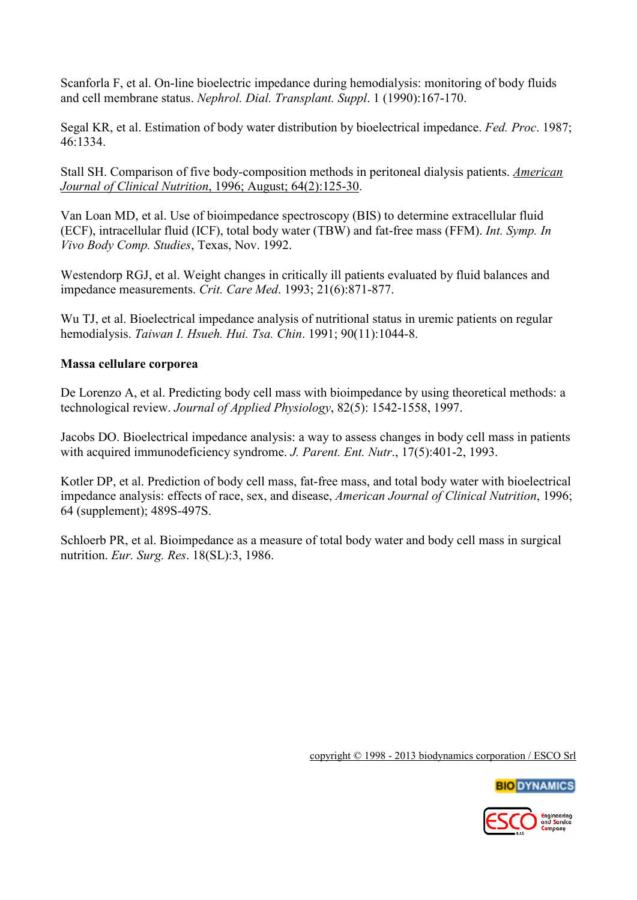Scanforla F, et al. On-line bioelectric impedance during hemodialysis: monitoring of body fluids and cell membrane status. *Nephrol. Dial. Transplant. Suppl*. 1 (1990):167-170.

Segal KR, et al. Estimation of body water distribution by bioelectrical impedance. *Fed. Proc*. 1987; 46:1334.

Stall SH. Comparison of five body-composition methods in peritoneal dialysis patients. *American Journal of Clinical Nutrition*, 1996; August; 64(2):125-30.

Van Loan MD, et al. Use of bioimpedance spectroscopy (BIS) to determine extracellular fluid (ECF), intracellular fluid (ICF), total body water (TBW) and fat-free mass (FFM). *Int. Symp. In Vivo Body Comp. Studies*, Texas, Nov. 1992.

Westendorp RGJ, et al. Weight changes in critically ill patients evaluated by fluid balances and impedance measurements. *Crit. Care Med*. 1993; 21(6):871-877.

Wu TJ, et al. Bioelectrical impedance analysis of nutritional status in uremic patients on regular hemodialysis. *Taiwan I. Hsueh. Hui. Tsa. Chin*. 1991; 90(11):1044-8.

**Massa cellulare corporea**

De Lorenzo A, et al. Predicting body cell mass with bioimpedance by using theoretical methods: a technological review. *Journal of Applied Physiology*, 82(5): 1542-1558, 1997.

Jacobs DO. Bioelectrical impedance analysis: a way to assess changes in body cell mass in patients with acquired immunodeficiency syndrome. *J. Parent. Ent. Nutr*., 17(5):401-2, 1993.

Kotler DP, et al. Prediction of body cell mass, fat-free mass, and total body water with bioelectrical impedance analysis: effects of race, sex, and disease, *American Journal of Clinical Nutrition*, 1996; 64 (supplement); 489S-497S.

Schloerb PR, et al. Bioimpedance as a measure of total body water and body cell mass in surgical nutrition. *Eur. Surg. Res*. 18(SL):3, 1986.

copyright © 1998 - 2013 biodynamics corporation / ESCO Srl